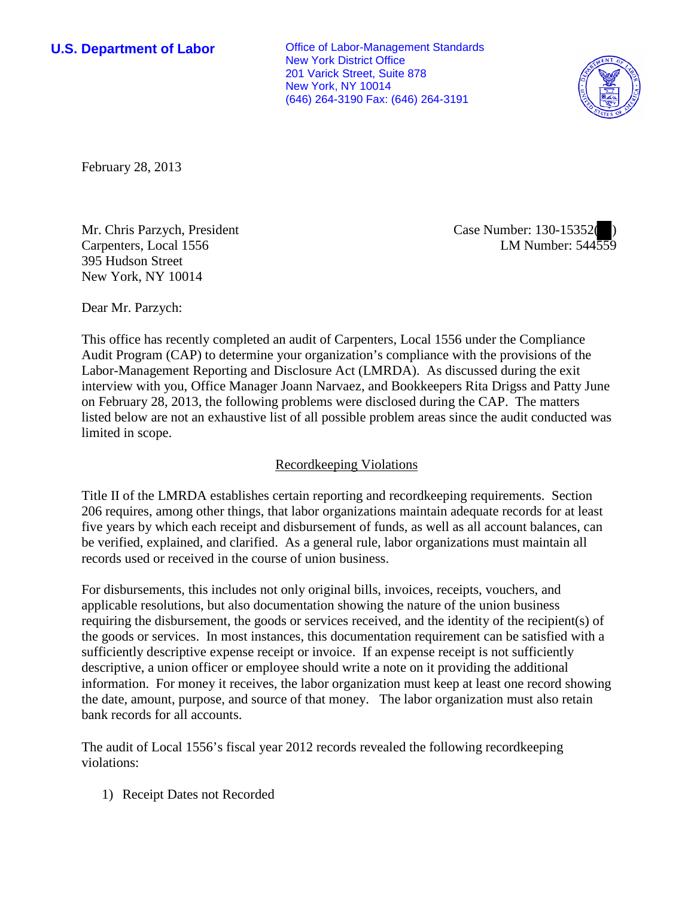**U.S. Department of Labor**

Office of Labor-Management Standards
New York District Office
201 Varick Street, Suite 878
New York, NY 10014
(646) 264-3190 Fax: (646) 264-3191

February 28, 2013

Mr. Chris Parzych, President
Carpenters, Local 1556
395 Hudson Street
New York, NY 10014

Case Number: 130-15352( )
LM Number: 544559

Dear Mr. Parzych:

This office has recently completed an audit of Carpenters, Local 1556 under the Compliance Audit Program (CAP) to determine your organization's compliance with the provisions of the Labor-Management Reporting and Disclosure Act (LMRDA). As discussed during the exit interview with you, Office Manager Joann Narvaez, and Bookkeepers Rita Drigss and Patty June on February 28, 2013, the following problems were disclosed during the CAP. The matters listed below are not an exhaustive list of all possible problem areas since the audit conducted was limited in scope.

## Recordkeeping Violations

Title II of the LMRDA establishes certain reporting and recordkeeping requirements. Section 206 requires, among other things, that labor organizations maintain adequate records for at least five years by which each receipt and disbursement of funds, as well as all account balances, can be verified, explained, and clarified. As a general rule, labor organizations must maintain all records used or received in the course of union business.

For disbursements, this includes not only original bills, invoices, receipts, vouchers, and applicable resolutions, but also documentation showing the nature of the union business requiring the disbursement, the goods or services received, and the identity of the recipient(s) of the goods or services. In most instances, this documentation requirement can be satisfied with a sufficiently descriptive expense receipt or invoice. If an expense receipt is not sufficiently descriptive, a union officer or employee should write a note on it providing the additional information. For money it receives, the labor organization must keep at least one record showing the date, amount, purpose, and source of that money. The labor organization must also retain bank records for all accounts.

The audit of Local 1556's fiscal year 2012 records revealed the following recordkeeping violations:

1) Receipt Dates not Recorded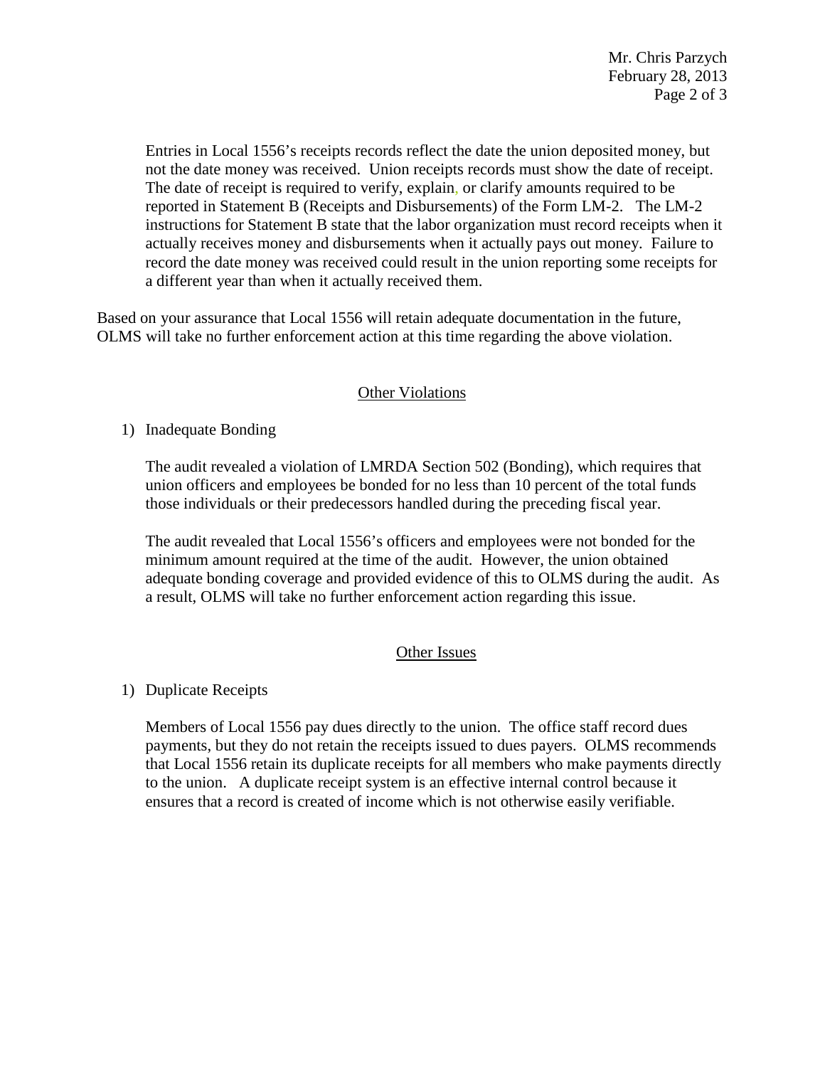Entries in Local 1556's receipts records reflect the date the union deposited money, but not the date money was received. Union receipts records must show the date of receipt. The date of receipt is required to verify, explain, or clarify amounts required to be reported in Statement B (Receipts and Disbursements) of the Form LM-2. The LM-2 instructions for Statement B state that the labor organization must record receipts when it actually receives money and disbursements when it actually pays out money. Failure to record the date money was received could result in the union reporting some receipts for a different year than when it actually received them.

Based on your assurance that Local 1556 will retain adequate documentation in the future, OLMS will take no further enforcement action at this time regarding the above violation.

## Other Violations

1) Inadequate Bonding

The audit revealed a violation of LMRDA Section 502 (Bonding), which requires that union officers and employees be bonded for no less than 10 percent of the total funds those individuals or their predecessors handled during the preceding fiscal year.

The audit revealed that Local 1556's officers and employees were not bonded for the minimum amount required at the time of the audit. However, the union obtained adequate bonding coverage and provided evidence of this to OLMS during the audit. As a result, OLMS will take no further enforcement action regarding this issue.

## Other Issues

1) Duplicate Receipts

Members of Local 1556 pay dues directly to the union. The office staff record dues payments, but they do not retain the receipts issued to dues payers. OLMS recommends that Local 1556 retain its duplicate receipts for all members who make payments directly to the union. A duplicate receipt system is an effective internal control because it ensures that a record is created of income which is not otherwise easily verifiable.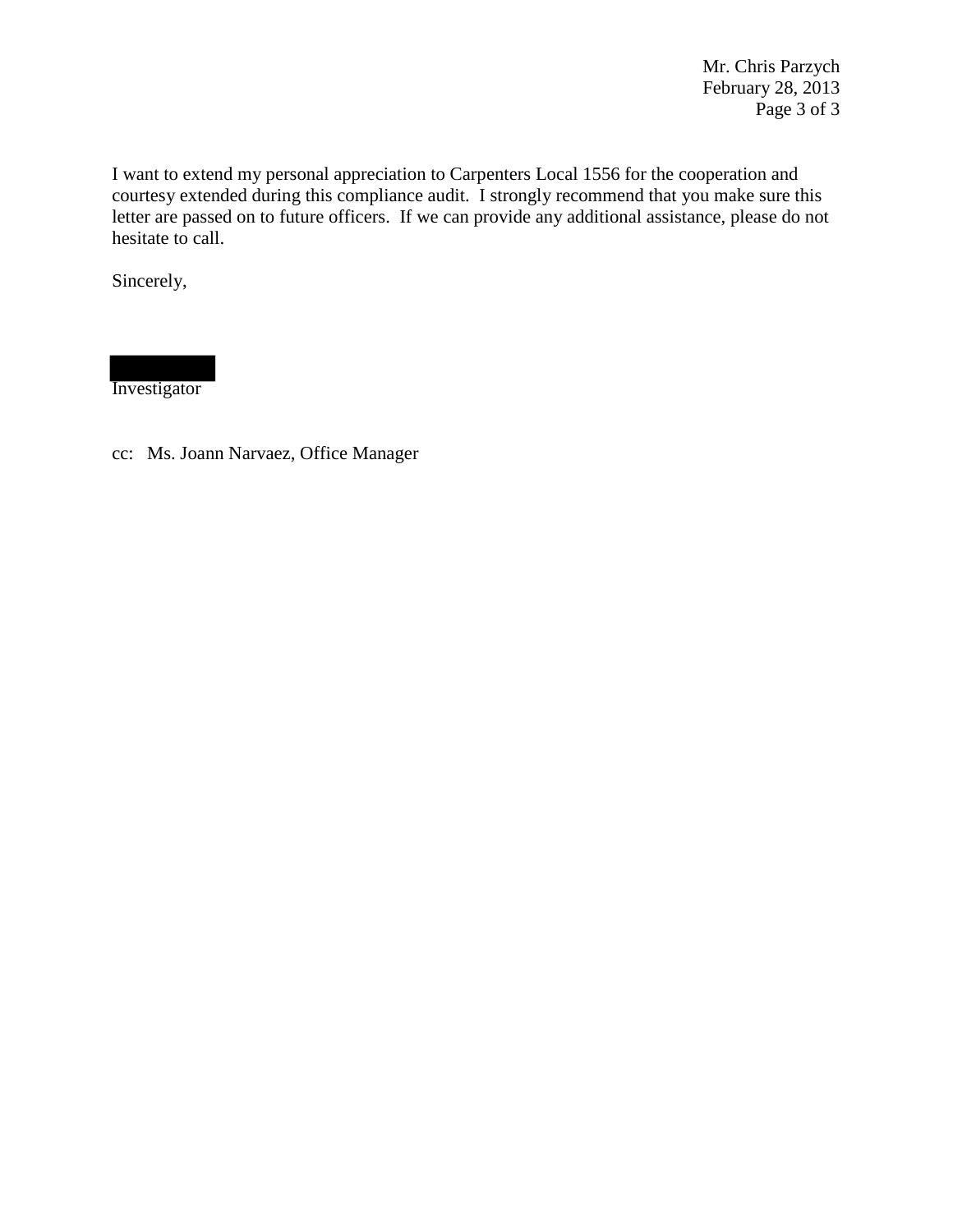I want to extend my personal appreciation to Carpenters Local 1556 for the cooperation and courtesy extended during this compliance audit. I strongly recommend that you make sure this letter are passed on to future officers. If we can provide any additional assistance, please do not hesitate to call.

Sincerely,

Investigator

cc: Ms. Joann Narvaez, Office Manager